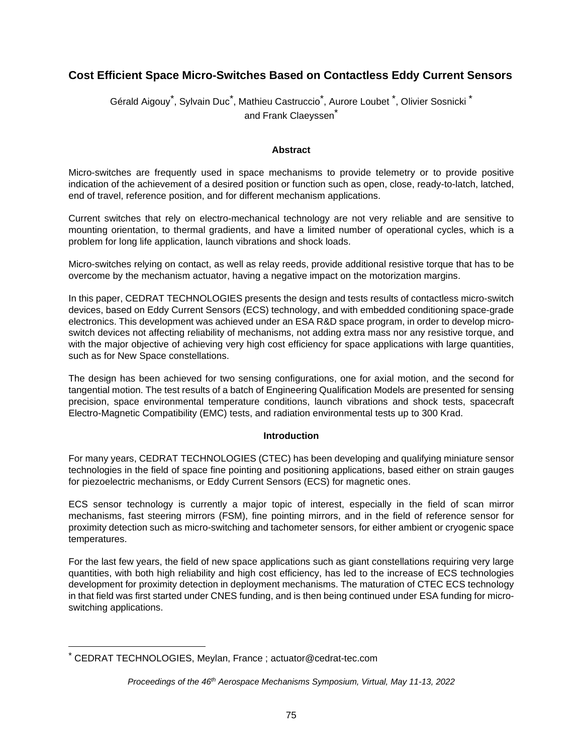# Cost Efficient Space Micro-Switches Based on Contactless Eddy Current Sensors

Gérald Aigouy*, Sylvain Duc*, Mathieu Castruccio*, Aurore Loubet *, Olivier Sosnicki * and Frank Claeyssen*

## Abstract

Micro-switches are frequently used in space mechanisms to provide telemetry or to provide positive indication of the achievement of a desired position or function such as open, close, ready-to-latch, latched, end of travel, reference position, and for different mechanism applications.

Current switches that rely on electro-mechanical technology are not very reliable and are sensitive to mounting orientation, to thermal gradients, and have a limited number of operational cycles, which is a problem for long life application, launch vibrations and shock loads.

Micro-switches relying on contact, as well as relay reeds, provide additional resistive torque that has to be overcome by the mechanism actuator, having a negative impact on the motorization margins.

In this paper, CEDRAT TECHNOLOGIES presents the design and tests results of contactless micro-switch devices, based on Eddy Current Sensors (ECS) technology, and with embedded conditioning space-grade electronics. This development was achieved under an ESA R&D space program, in order to develop micro-switch devices not affecting reliability of mechanisms, not adding extra mass nor any resistive torque, and with the major objective of achieving very high cost efficiency for space applications with large quantities, such as for New Space constellations.

The design has been achieved for two sensing configurations, one for axial motion, and the second for tangential motion. The test results of a batch of Engineering Qualification Models are presented for sensing precision, space environmental temperature conditions, launch vibrations and shock tests, spacecraft Electro-Magnetic Compatibility (EMC) tests, and radiation environmental tests up to 300 Krad.

## Introduction

For many years, CEDRAT TECHNOLOGIES (CTEC) has been developing and qualifying miniature sensor technologies in the field of space fine pointing and positioning applications, based either on strain gauges for piezoelectric mechanisms, or Eddy Current Sensors (ECS) for magnetic ones.

ECS sensor technology is currently a major topic of interest, especially in the field of scan mirror mechanisms, fast steering mirrors (FSM), fine pointing mirrors, and in the field of reference sensor for proximity detection such as micro-switching and tachometer sensors, for either ambient or cryogenic space temperatures.

For the last few years, the field of new space applications such as giant constellations requiring very large quantities, with both high reliability and high cost efficiency, has led to the increase of ECS technologies development for proximity detection in deployment mechanisms. The maturation of CTEC ECS technology in that field was first started under CNES funding, and is then being continued under ESA funding for micro-switching applications.

---

* CEDRAT TECHNOLOGIES, Meylan, France ; actuator@cedrat-tec.com

*Proceedings of the 46th Aerospace Mechanisms Symposium, Virtual, May 11-13, 2022*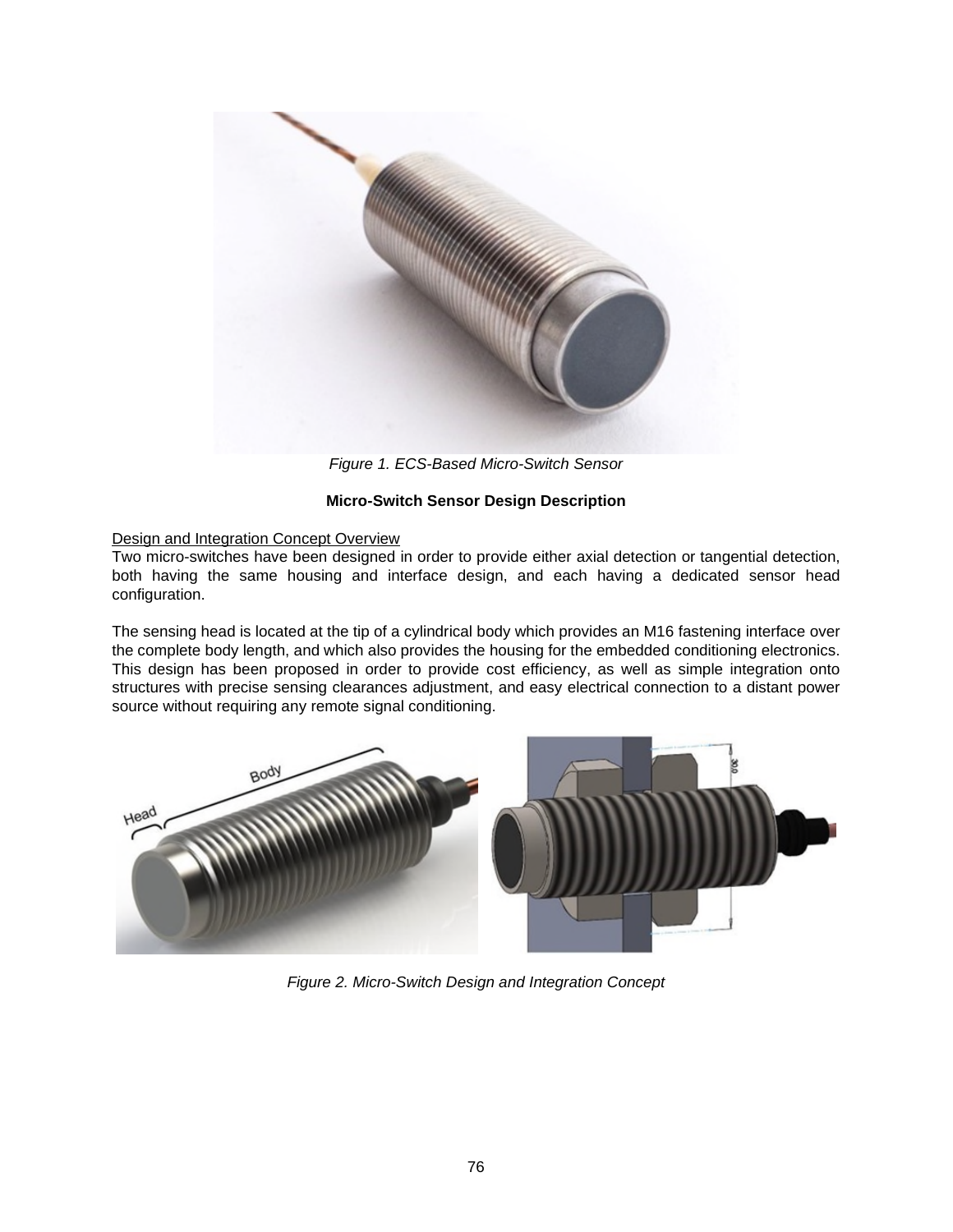*Figure 1. ECS-Based Micro-Switch Sensor*

**Micro-Switch Sensor Design Description**

Design and Integration Concept Overview

Two micro-switches have been designed in order to provide either axial detection or tangential detection, both having the same housing and interface design, and each having a dedicated sensor head configuration.

The sensing head is located at the tip of a cylindrical body which provides an M16 fastening interface over the complete body length, and which also provides the housing for the embedded conditioning electronics. This design has been proposed in order to provide cost efficiency, as well as simple integration onto structures with precise sensing clearances adjustment, and easy electrical connection to a distant power source without requiring any remote signal conditioning.

*Figure 2. Micro-Switch Design and Integration Concept*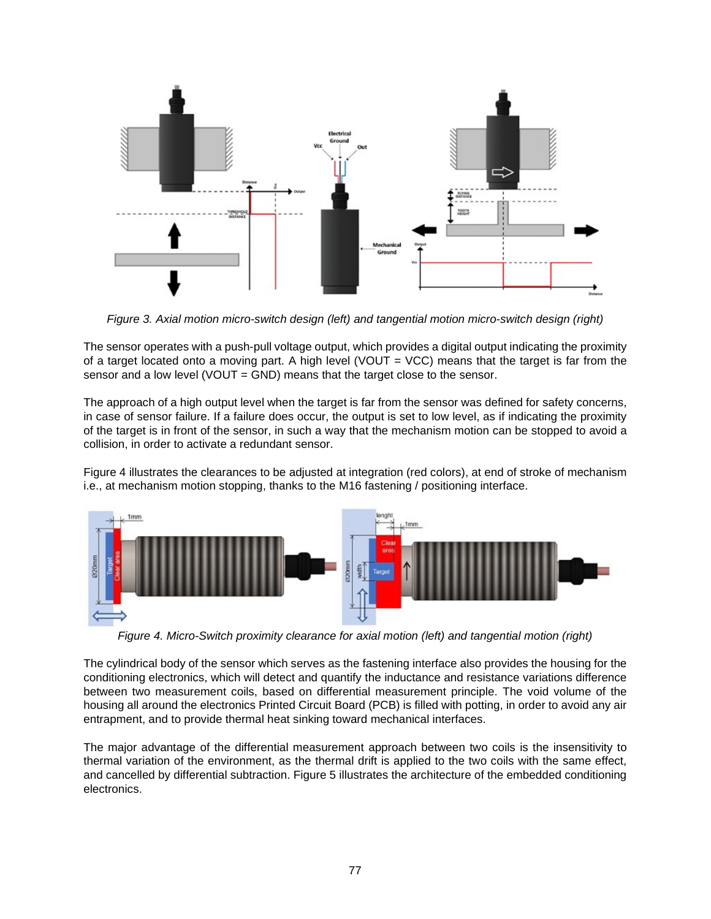*Figure 3. Axial motion micro-switch design (left) and tangential motion micro-switch design (right)*

The sensor operates with a push-pull voltage output, which provides a digital output indicating the proximity of a target located onto a moving part. A high level (VOUT = VCC) means that the target is far from the sensor and a low level (VOUT = GND) means that the target close to the sensor.

The approach of a high output level when the target is far from the sensor was defined for safety concerns, in case of sensor failure. If a failure does occur, the output is set to low level, as if indicating the proximity of the target is in front of the sensor, in such a way that the mechanism motion can be stopped to avoid a collision, in order to activate a redundant sensor.

Figure 4 illustrates the clearances to be adjusted at integration (red colors), at end of stroke of mechanism i.e., at mechanism motion stopping, thanks to the M16 fastening / positioning interface.

*Figure 4. Micro-Switch proximity clearance for axial motion (left) and tangential motion (right)*

The cylindrical body of the sensor which serves as the fastening interface also provides the housing for the conditioning electronics, which will detect and quantify the inductance and resistance variations difference between two measurement coils, based on differential measurement principle. The void volume of the housing all around the electronics Printed Circuit Board (PCB) is filled with potting, in order to avoid any air entrapment, and to provide thermal heat sinking toward mechanical interfaces.

The major advantage of the differential measurement approach between two coils is the insensitivity to thermal variation of the environment, as the thermal drift is applied to the two coils with the same effect, and cancelled by differential subtraction. Figure 5 illustrates the architecture of the embedded conditioning electronics.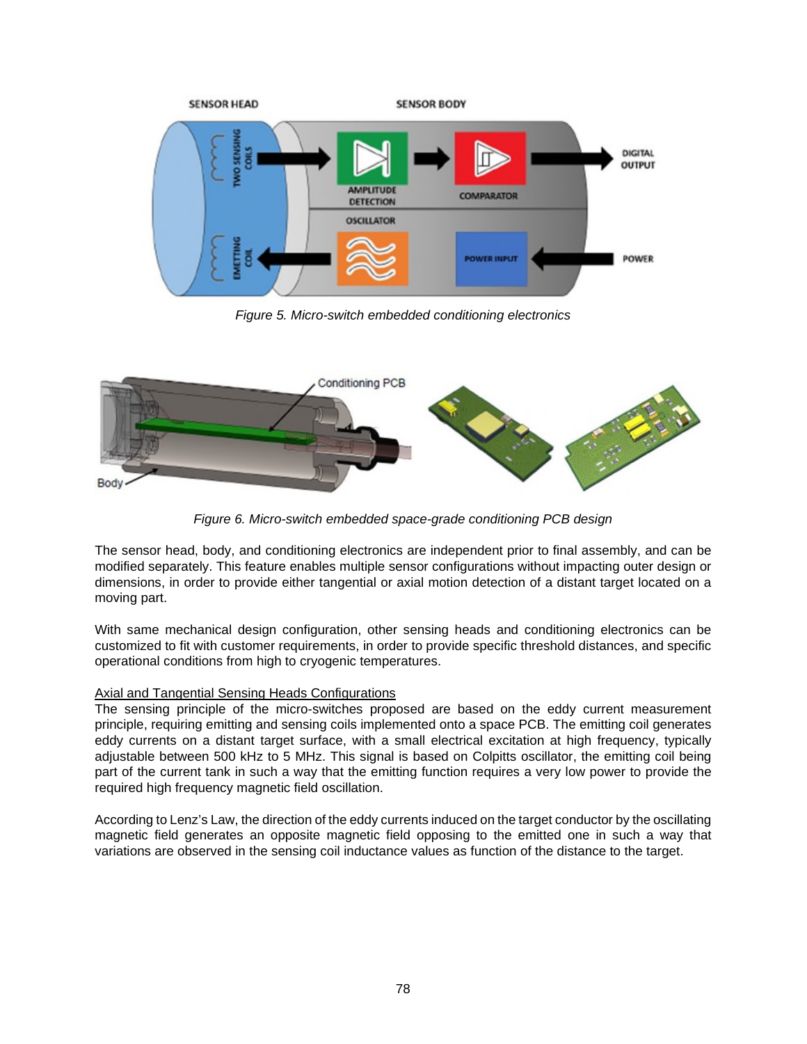*Figure 5. Micro-switch embedded conditioning electronics*

*Figure 6. Micro-switch embedded space-grade conditioning PCB design*

The sensor head, body, and conditioning electronics are independent prior to final assembly, and can be modified separately. This feature enables multiple sensor configurations without impacting outer design or dimensions, in order to provide either tangential or axial motion detection of a distant target located on a moving part.

With same mechanical design configuration, other sensing heads and conditioning electronics can be customized to fit with customer requirements, in order to provide specific threshold distances, and specific operational conditions from high to cryogenic temperatures.

Axial and Tangential Sensing Heads Configurations

The sensing principle of the micro-switches proposed are based on the eddy current measurement principle, requiring emitting and sensing coils implemented onto a space PCB. The emitting coil generates eddy currents on a distant target surface, with a small electrical excitation at high frequency, typically adjustable between 500 kHz to 5 MHz. This signal is based on Colpitts oscillator, the emitting coil being part of the current tank in such a way that the emitting function requires a very low power to provide the required high frequency magnetic field oscillation.

According to Lenz's Law, the direction of the eddy currents induced on the target conductor by the oscillating magnetic field generates an opposite magnetic field opposing to the emitted one in such a way that variations are observed in the sensing coil inductance values as function of the distance to the target.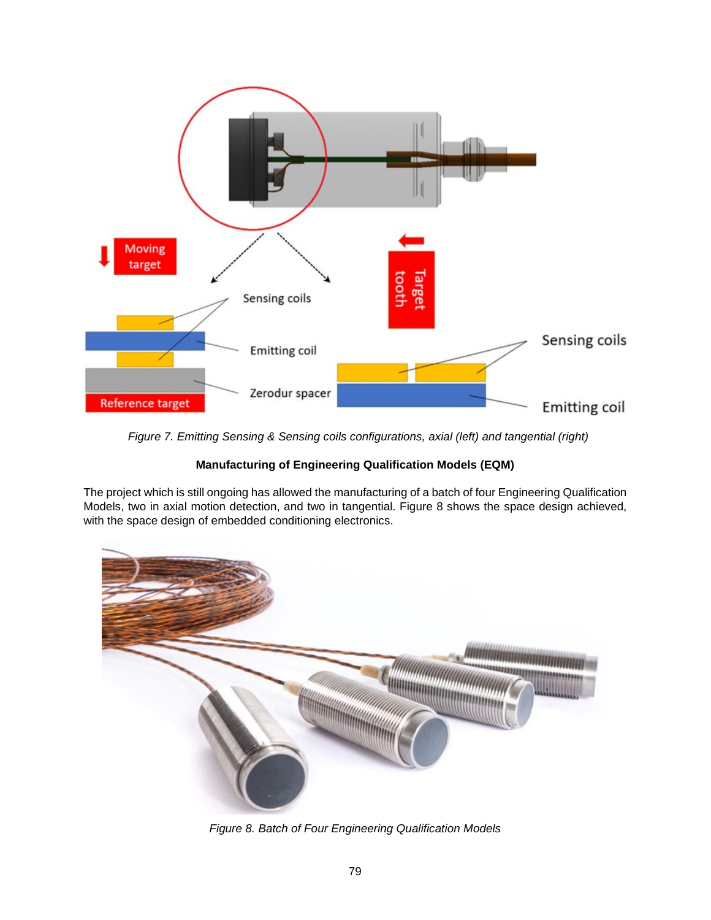*Figure 7. Emitting Sensing & Sensing coils configurations, axial (left) and tangential (right)*

**Manufacturing of Engineering Qualification Models (EQM)**

The project which is still ongoing has allowed the manufacturing of a batch of four Engineering Qualification Models, two in axial motion detection, and two in tangential. Figure 8 shows the space design achieved, with the space design of embedded conditioning electronics.

*Figure 8. Batch of Four Engineering Qualification Models*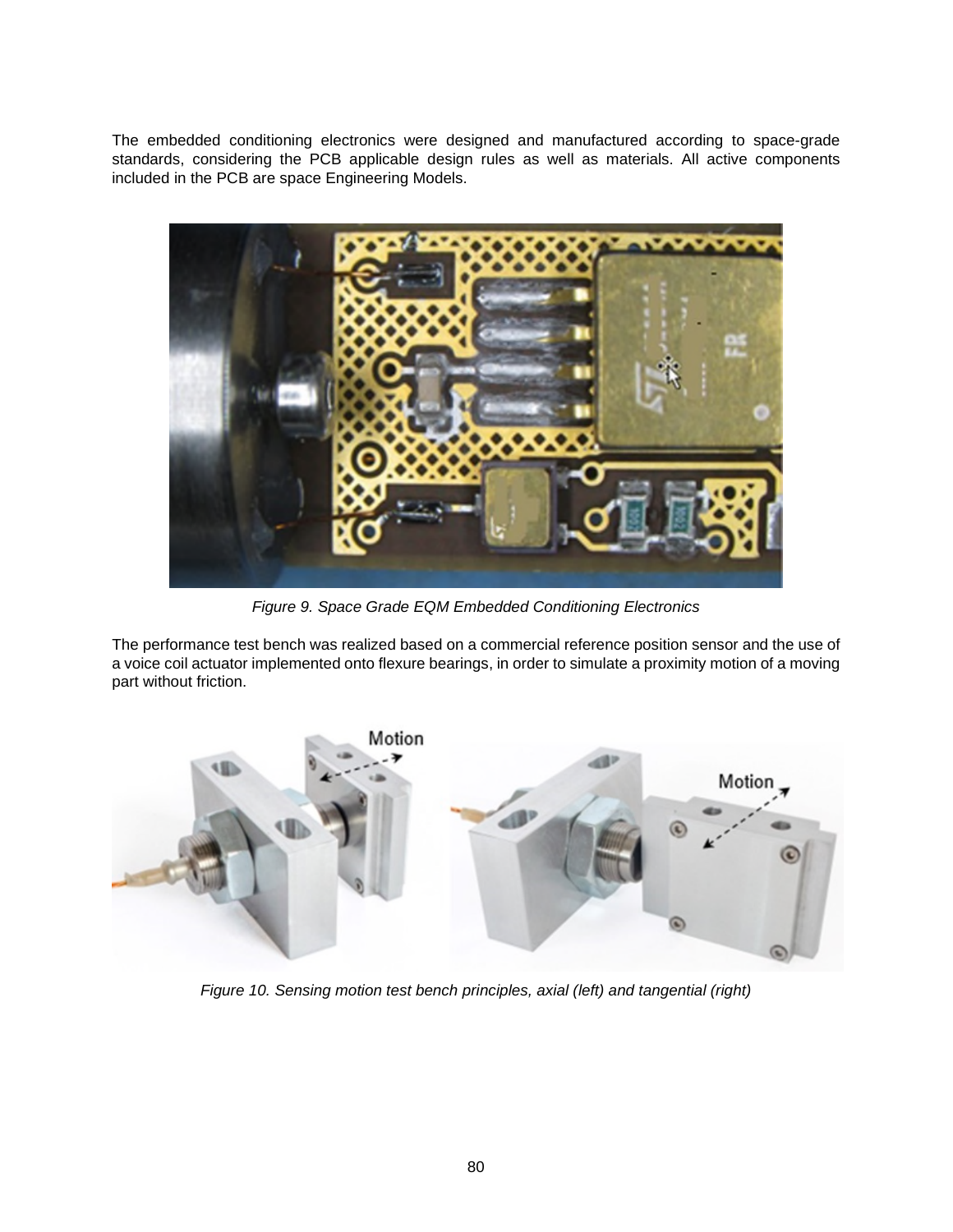The embedded conditioning electronics were designed and manufactured according to space-grade standards, considering the PCB applicable design rules as well as materials. All active components included in the PCB are space Engineering Models.

*Figure 9. Space Grade EQM Embedded Conditioning Electronics*

The performance test bench was realized based on a commercial reference position sensor and the use of a voice coil actuator implemented onto flexure bearings, in order to simulate a proximity motion of a moving part without friction.

*Figure 10. Sensing motion test bench principles, axial (left) and tangential (right)*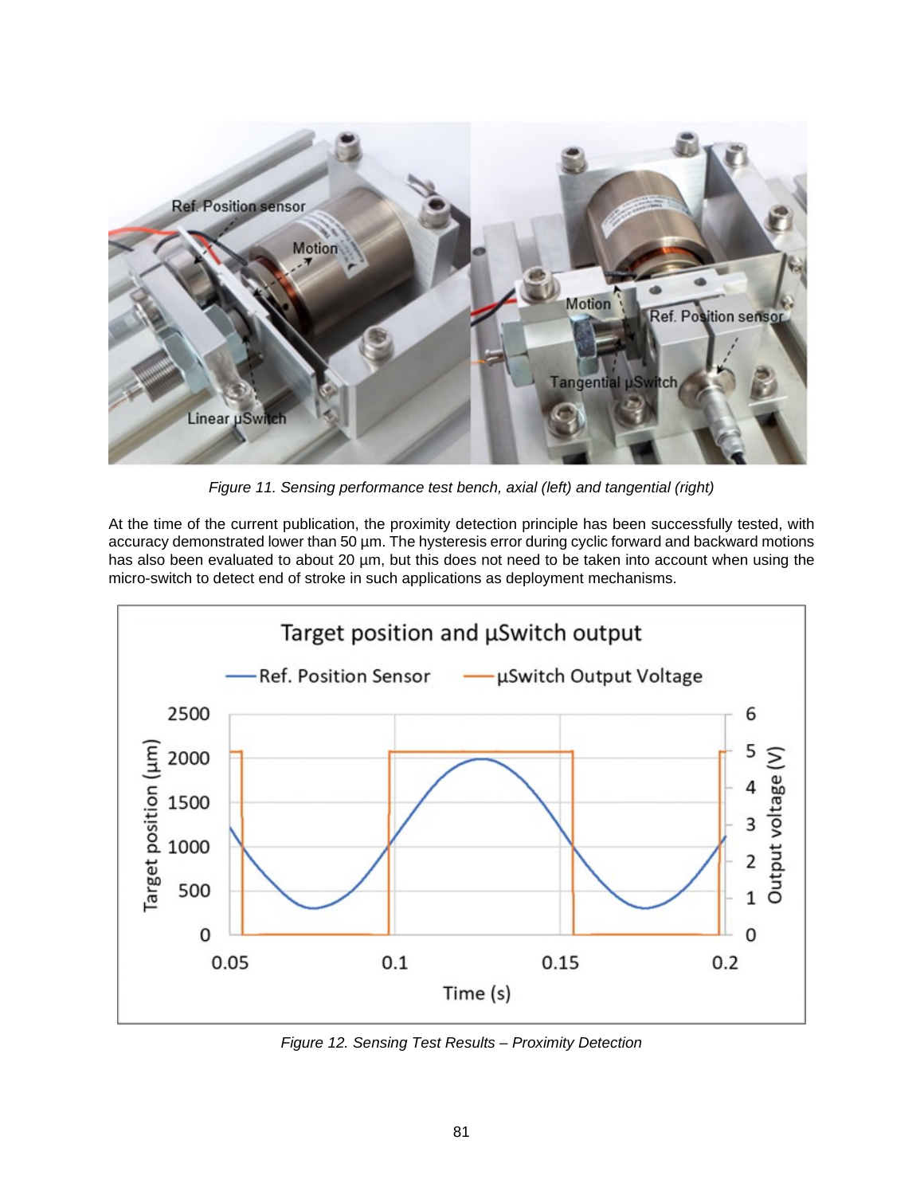*Figure 11. Sensing performance test bench, axial (left) and tangential (right)*

At the time of the current publication, the proximity detection principle has been successfully tested, with accuracy demonstrated lower than 50 µm. The hysteresis error during cyclic forward and backward motions has also been evaluated to about 20 µm, but this does not need to be taken into account when using the micro-switch to detect end of stroke in such applications as deployment mechanisms.

*Figure 12. Sensing Test Results – Proximity Detection*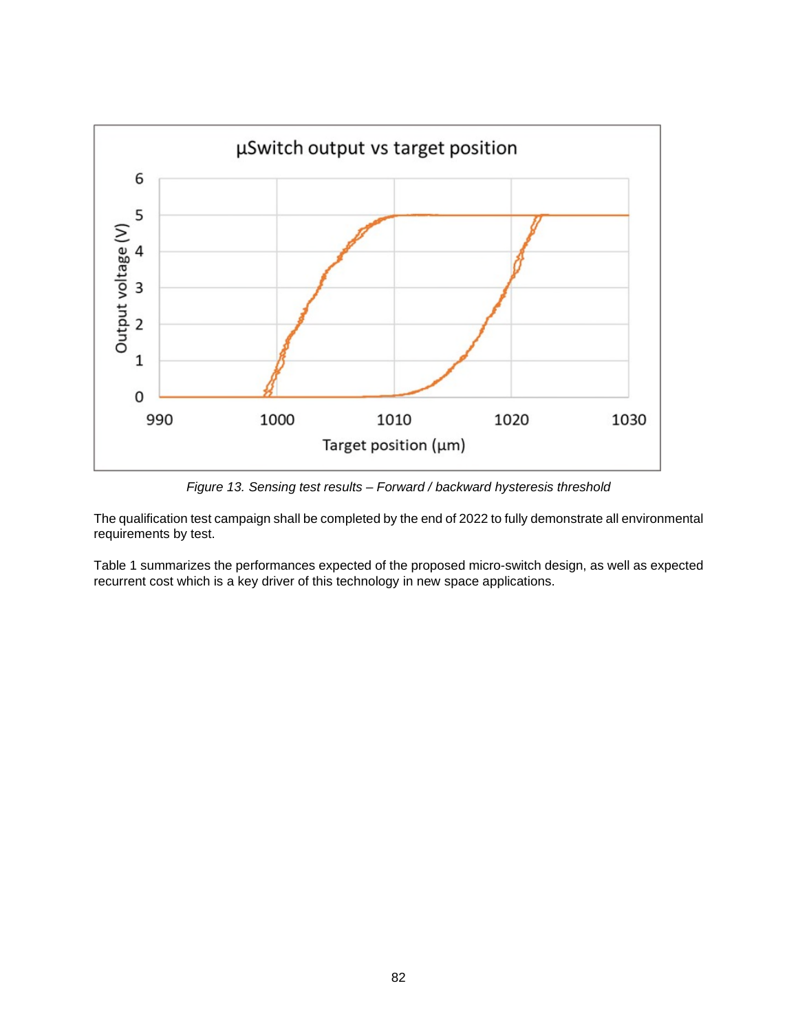*Figure 13. Sensing test results – Forward / backward hysteresis threshold*

The qualification test campaign shall be completed by the end of 2022 to fully demonstrate all environmental requirements by test.

Table 1 summarizes the performances expected of the proposed micro-switch design, as well as expected recurrent cost which is a key driver of this technology in new space applications.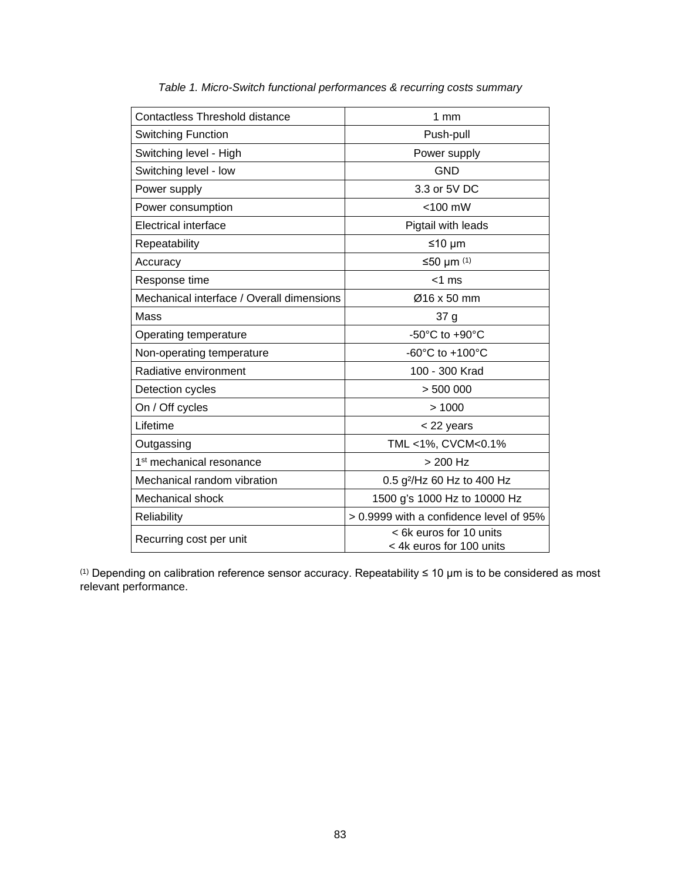*Table 1. Micro-Switch functional performances & recurring costs summary*

| Parameter | Value |
|---|---|
| Contactless Threshold distance | 1 mm |
| Switching Function | Push-pull |
| Switching level - High | Power supply |
| Switching level - low | GND |
| Power supply | 3.3 or 5V DC |
| Power consumption | <100 mW |
| Electrical interface | Pigtail with leads |
| Repeatability | ≤10 µm |
| Accuracy | ≤50 µm [(1)] |
| Response time | <1 ms |
| Mechanical interface / Overall dimensions | Ø16 x 50 mm |
| Mass | 37 g |
| Operating temperature | -50°C to +90°C |
| Non-operating temperature | -60°C to +100°C |
| Radiative environment | 100 - 300 Krad |
| Detection cycles | > 500 000 |
| On / Off cycles | > 1000 |
| Lifetime | < 22 years |
| Outgassing | TML <1%, CVCM<0.1% |
| 1st mechanical resonance | > 200 Hz |
| Mechanical random vibration | 0.5 g²/Hz 60 Hz to 400 Hz |
| Mechanical shock | 1500 g's 1000 Hz to 10000 Hz |
| Reliability | > 0.9999 with a confidence level of 95% |
| Recurring cost per unit | < 6k euros for 10 units<br>< 4k euros for 100 units |

[(1)] Depending on calibration reference sensor accuracy. Repeatability ≤ 10 µm is to be considered as most relevant performance.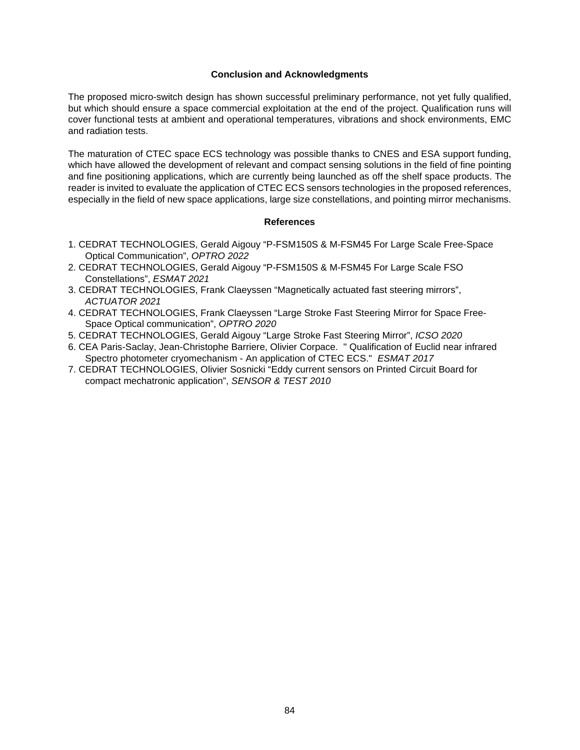## Conclusion and Acknowledgments

The proposed micro-switch design has shown successful preliminary performance, not yet fully qualified, but which should ensure a space commercial exploitation at the end of the project. Qualification runs will cover functional tests at ambient and operational temperatures, vibrations and shock environments, EMC and radiation tests.

The maturation of CTEC space ECS technology was possible thanks to CNES and ESA support funding, which have allowed the development of relevant and compact sensing solutions in the field of fine pointing and fine positioning applications, which are currently being launched as off the shelf space products. The reader is invited to evaluate the application of CTEC ECS sensors technologies in the proposed references, especially in the field of new space applications, large size constellations, and pointing mirror mechanisms.

## References

1. CEDRAT TECHNOLOGIES, Gerald Aigouy "P-FSM150S & M-FSM45 For Large Scale Free-Space Optical Communication", *OPTRO 2022*
2. CEDRAT TECHNOLOGIES, Gerald Aigouy "P-FSM150S & M-FSM45 For Large Scale FSO Constellations", *ESMAT 2021*
3. CEDRAT TECHNOLOGIES, Frank Claeyssen "Magnetically actuated fast steering mirrors", *ACTUATOR 2021*
4. CEDRAT TECHNOLOGIES, Frank Claeyssen "Large Stroke Fast Steering Mirror for Space Free-Space Optical communication", *OPTRO 2020*
5. CEDRAT TECHNOLOGIES, Gerald Aigouy "Large Stroke Fast Steering Mirror", *ICSO 2020*
6. CEA Paris-Saclay, Jean-Christophe Barriere, Olivier Corpace. " Qualification of Euclid near infrared Spectro photometer cryomechanism - An application of CTEC ECS." *ESMAT 2017*
7. CEDRAT TECHNOLOGIES, Olivier Sosnicki "Eddy current sensors on Printed Circuit Board for compact mechatronic application", *SENSOR & TEST 2010*